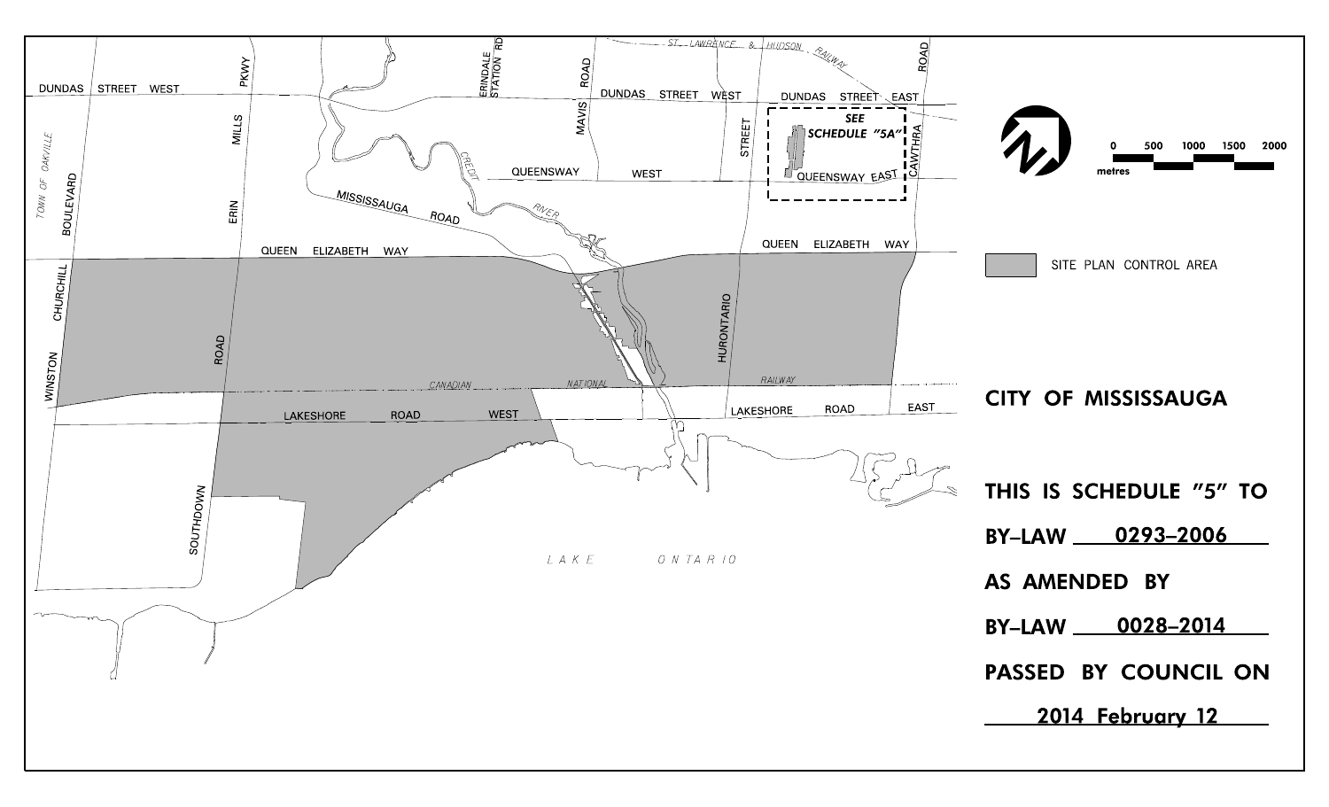SITE PLAN CONTROL AREA

# CITY OF MISSISSAUGA

**THIS IS SCHEDULE "5" TO**

**BY-LAW 0293-2006**

**AS AMENDED BY**

**BY-LAW 0028-2014**

**PASSED BY COUNCIL ON**

**2014 February 12**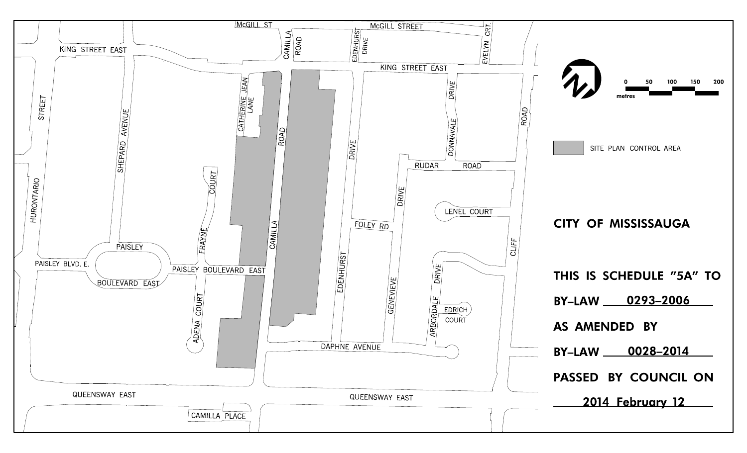SITE PLAN CONTROL AREA

CITY OF MISSISSAUGA

THIS IS SCHEDULE "5A" TO

BY-LAW 0293-2006

AS AMENDED BY

BY-LAW 0028-2014

PASSED BY COUNCIL ON

2014 February 12